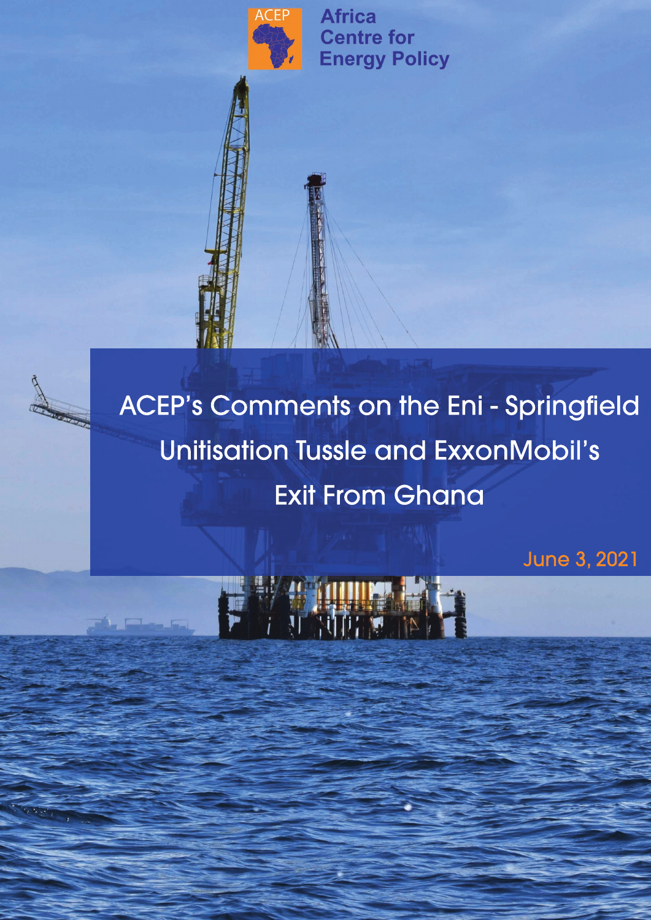ACEP

Africa Centre for Energy Policy

# ACEP's Comments on the Eni - Springfield Unitisation Tussle and ExxonMobil's Exit From Ghana

June 3, 2021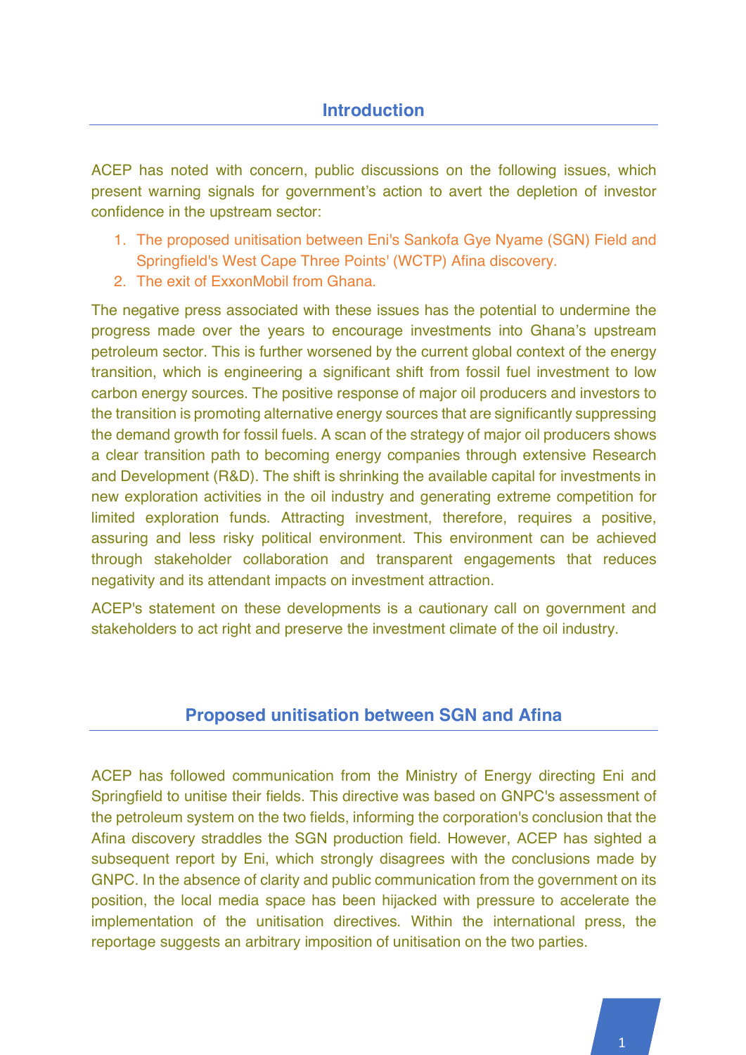## Introduction

ACEP has noted with concern, public discussions on the following issues, which present warning signals for government's action to avert the depletion of investor confidence in the upstream sector:

1. The proposed unitisation between Eni's Sankofa Gye Nyame (SGN) Field and Springfield's West Cape Three Points' (WCTP) Afina discovery.
2. The exit of ExxonMobil from Ghana.

The negative press associated with these issues has the potential to undermine the progress made over the years to encourage investments into Ghana's upstream petroleum sector. This is further worsened by the current global context of the energy transition, which is engineering a significant shift from fossil fuel investment to low carbon energy sources. The positive response of major oil producers and investors to the transition is promoting alternative energy sources that are significantly suppressing the demand growth for fossil fuels. A scan of the strategy of major oil producers shows a clear transition path to becoming energy companies through extensive Research and Development (R&D). The shift is shrinking the available capital for investments in new exploration activities in the oil industry and generating extreme competition for limited exploration funds. Attracting investment, therefore, requires a positive, assuring and less risky political environment. This environment can be achieved through stakeholder collaboration and transparent engagements that reduces negativity and its attendant impacts on investment attraction.

ACEP's statement on these developments is a cautionary call on government and stakeholders to act right and preserve the investment climate of the oil industry.

## Proposed unitisation between SGN and Afina

ACEP has followed communication from the Ministry of Energy directing Eni and Springfield to unitise their fields. This directive was based on GNPC's assessment of the petroleum system on the two fields, informing the corporation's conclusion that the Afina discovery straddles the SGN production field. However, ACEP has sighted a subsequent report by Eni, which strongly disagrees with the conclusions made by GNPC. In the absence of clarity and public communication from the government on its position, the local media space has been hijacked with pressure to accelerate the implementation of the unitisation directives. Within the international press, the reportage suggests an arbitrary imposition of unitisation on the two parties.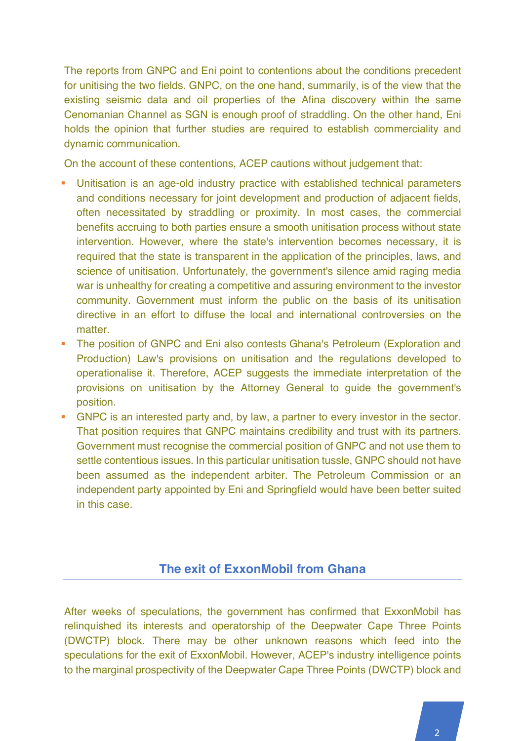The reports from GNPC and Eni point to contentions about the conditions precedent for unitising the two fields. GNPC, on the one hand, summarily, is of the view that the existing seismic data and oil properties of the Afina discovery within the same Cenomanian Channel as SGN is enough proof of straddling. On the other hand, Eni holds the opinion that further studies are required to establish commerciality and dynamic communication.

On the account of these contentions, ACEP cautions without judgement that:

- Unitisation is an age-old industry practice with established technical parameters and conditions necessary for joint development and production of adjacent fields, often necessitated by straddling or proximity. In most cases, the commercial benefits accruing to both parties ensure a smooth unitisation process without state intervention. However, where the state's intervention becomes necessary, it is required that the state is transparent in the application of the principles, laws, and science of unitisation. Unfortunately, the government's silence amid raging media war is unhealthy for creating a competitive and assuring environment to the investor community. Government must inform the public on the basis of its unitisation directive in an effort to diffuse the local and international controversies on the matter.
- The position of GNPC and Eni also contests Ghana's Petroleum (Exploration and Production) Law's provisions on unitisation and the regulations developed to operationalise it. Therefore, ACEP suggests the immediate interpretation of the provisions on unitisation by the Attorney General to guide the government's position.
- GNPC is an interested party and, by law, a partner to every investor in the sector. That position requires that GNPC maintains credibility and trust with its partners. Government must recognise the commercial position of GNPC and not use them to settle contentious issues. In this particular unitisation tussle, GNPC should not have been assumed as the independent arbiter. The Petroleum Commission or an independent party appointed by Eni and Springfield would have been better suited in this case.

## The exit of ExxonMobil from Ghana

After weeks of speculations, the government has confirmed that ExxonMobil has relinquished its interests and operatorship of the Deepwater Cape Three Points (DWCTP) block. There may be other unknown reasons which feed into the speculations for the exit of ExxonMobil. However, ACEP's industry intelligence points to the marginal prospectivity of the Deepwater Cape Three Points (DWCTP) block and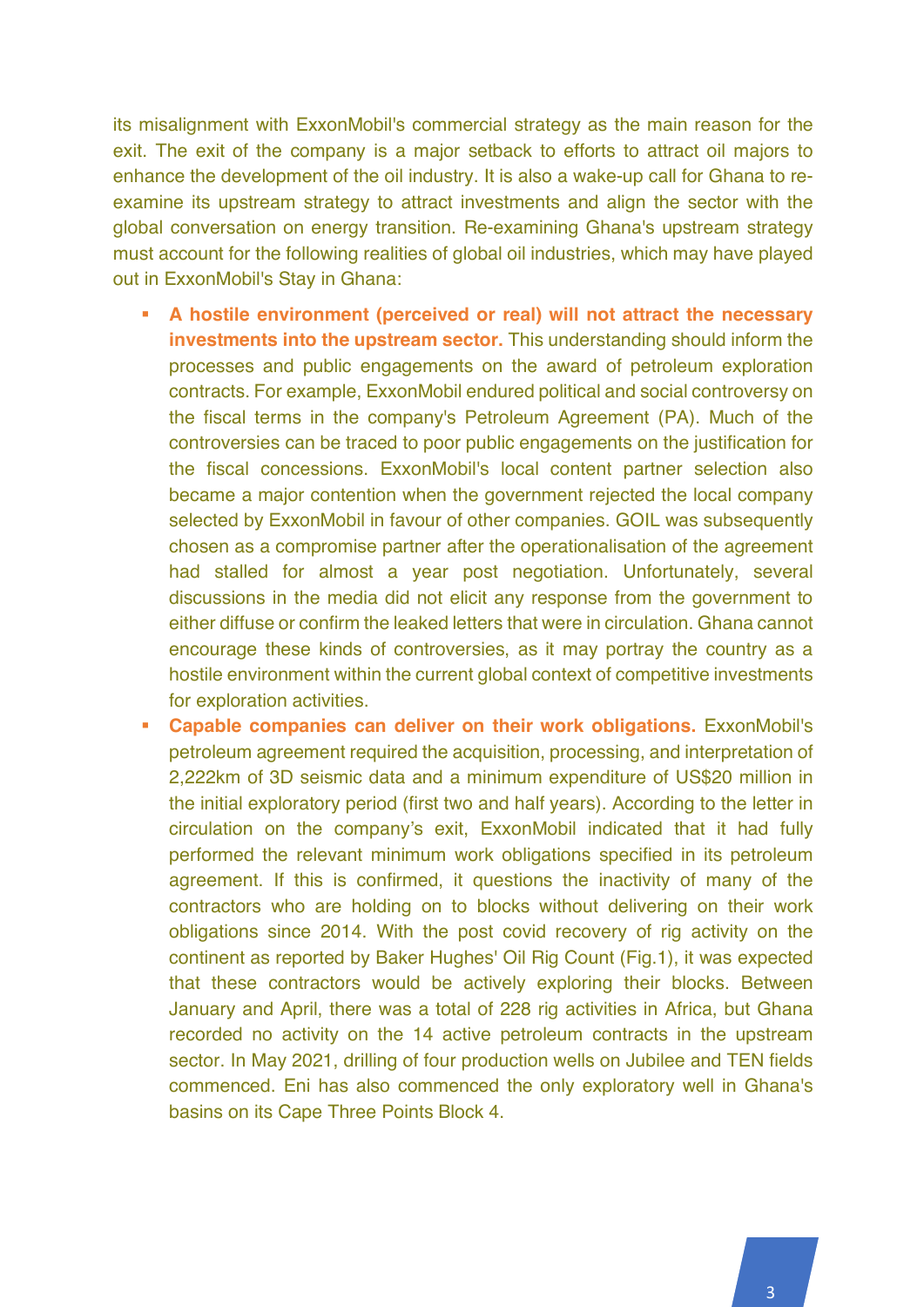its misalignment with ExxonMobil's commercial strategy as the main reason for the exit. The exit of the company is a major setback to efforts to attract oil majors to enhance the development of the oil industry. It is also a wake-up call for Ghana to re-examine its upstream strategy to attract investments and align the sector with the global conversation on energy transition. Re-examining Ghana's upstream strategy must account for the following realities of global oil industries, which may have played out in ExxonMobil's Stay in Ghana:

- **A hostile environment (perceived or real) will not attract the necessary investments into the upstream sector.** This understanding should inform the processes and public engagements on the award of petroleum exploration contracts. For example, ExxonMobil endured political and social controversy on the fiscal terms in the company's Petroleum Agreement (PA). Much of the controversies can be traced to poor public engagements on the justification for the fiscal concessions. ExxonMobil's local content partner selection also became a major contention when the government rejected the local company selected by ExxonMobil in favour of other companies. GOIL was subsequently chosen as a compromise partner after the operationalisation of the agreement had stalled for almost a year post negotiation. Unfortunately, several discussions in the media did not elicit any response from the government to either diffuse or confirm the leaked letters that were in circulation. Ghana cannot encourage these kinds of controversies, as it may portray the country as a hostile environment within the current global context of competitive investments for exploration activities.
- **Capable companies can deliver on their work obligations.** ExxonMobil's petroleum agreement required the acquisition, processing, and interpretation of 2,222km of 3D seismic data and a minimum expenditure of US$20 million in the initial exploratory period (first two and half years). According to the letter in circulation on the company's exit, ExxonMobil indicated that it had fully performed the relevant minimum work obligations specified in its petroleum agreement. If this is confirmed, it questions the inactivity of many of the contractors who are holding on to blocks without delivering on their work obligations since 2014. With the post covid recovery of rig activity on the continent as reported by Baker Hughes' Oil Rig Count (Fig.1), it was expected that these contractors would be actively exploring their blocks. Between January and April, there was a total of 228 rig activities in Africa, but Ghana recorded no activity on the 14 active petroleum contracts in the upstream sector. In May 2021, drilling of four production wells on Jubilee and TEN fields commenced. Eni has also commenced the only exploratory well in Ghana's basins on its Cape Three Points Block 4.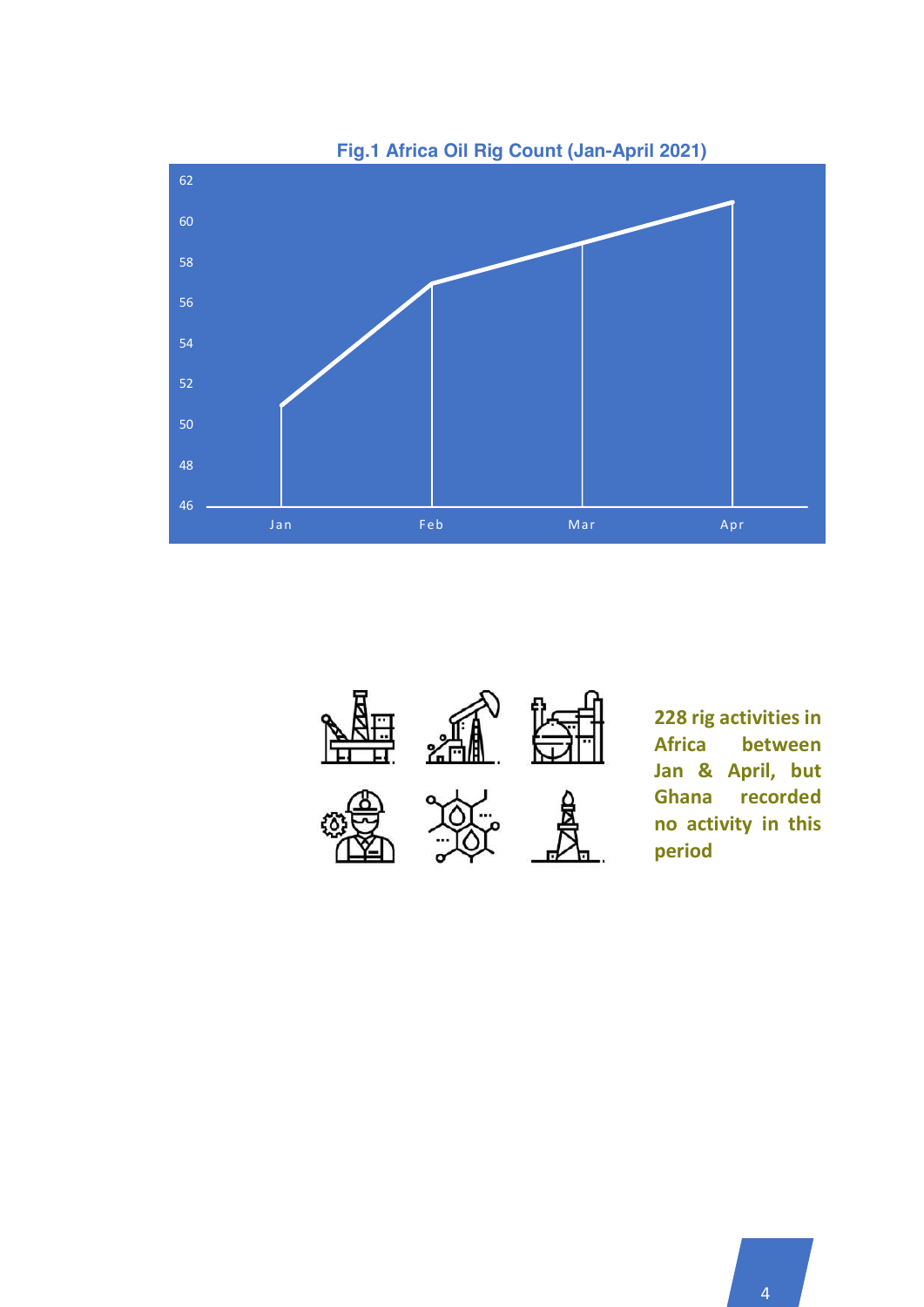**Fig.1 Africa Oil Rig Count (Jan-April 2021)**

| Month | Rig Count |
|---|---|
| Jan | 51 |
| Feb | 57 |
| Mar | 59 |
| Apr | 61 |

**228 rig activities in Africa between Jan & April, but Ghana recorded no activity in this period**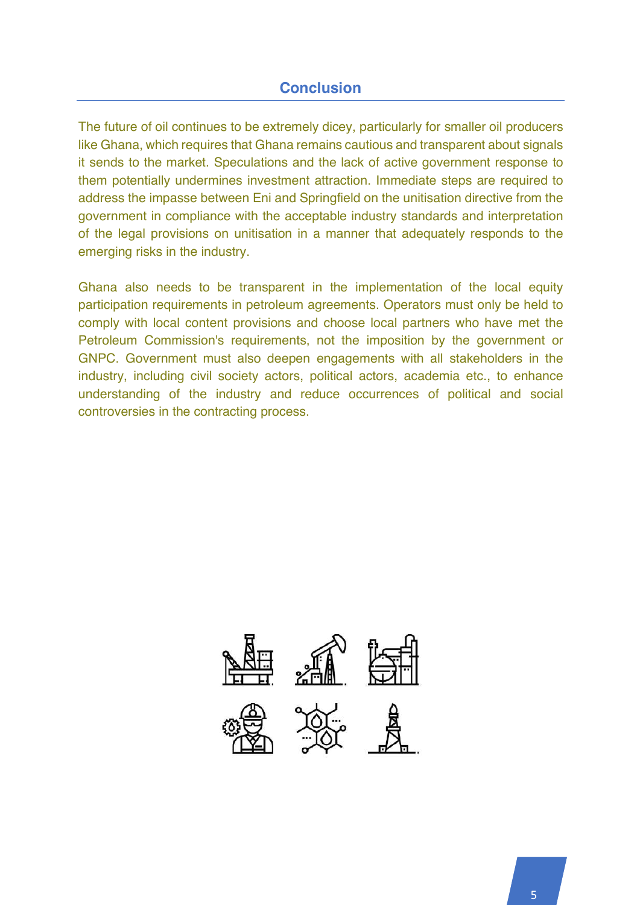## Conclusion

The future of oil continues to be extremely dicey, particularly for smaller oil producers like Ghana, which requires that Ghana remains cautious and transparent about signals it sends to the market. Speculations and the lack of active government response to them potentially undermines investment attraction. Immediate steps are required to address the impasse between Eni and Springfield on the unitisation directive from the government in compliance with the acceptable industry standards and interpretation of the legal provisions on unitisation in a manner that adequately responds to the emerging risks in the industry.

Ghana also needs to be transparent in the implementation of the local equity participation requirements in petroleum agreements. Operators must only be held to comply with local content provisions and choose local partners who have met the Petroleum Commission's requirements, not the imposition by the government or GNPC. Government must also deepen engagements with all stakeholders in the industry, including civil society actors, political actors, academia etc., to enhance understanding of the industry and reduce occurrences of political and social controversies in the contracting process.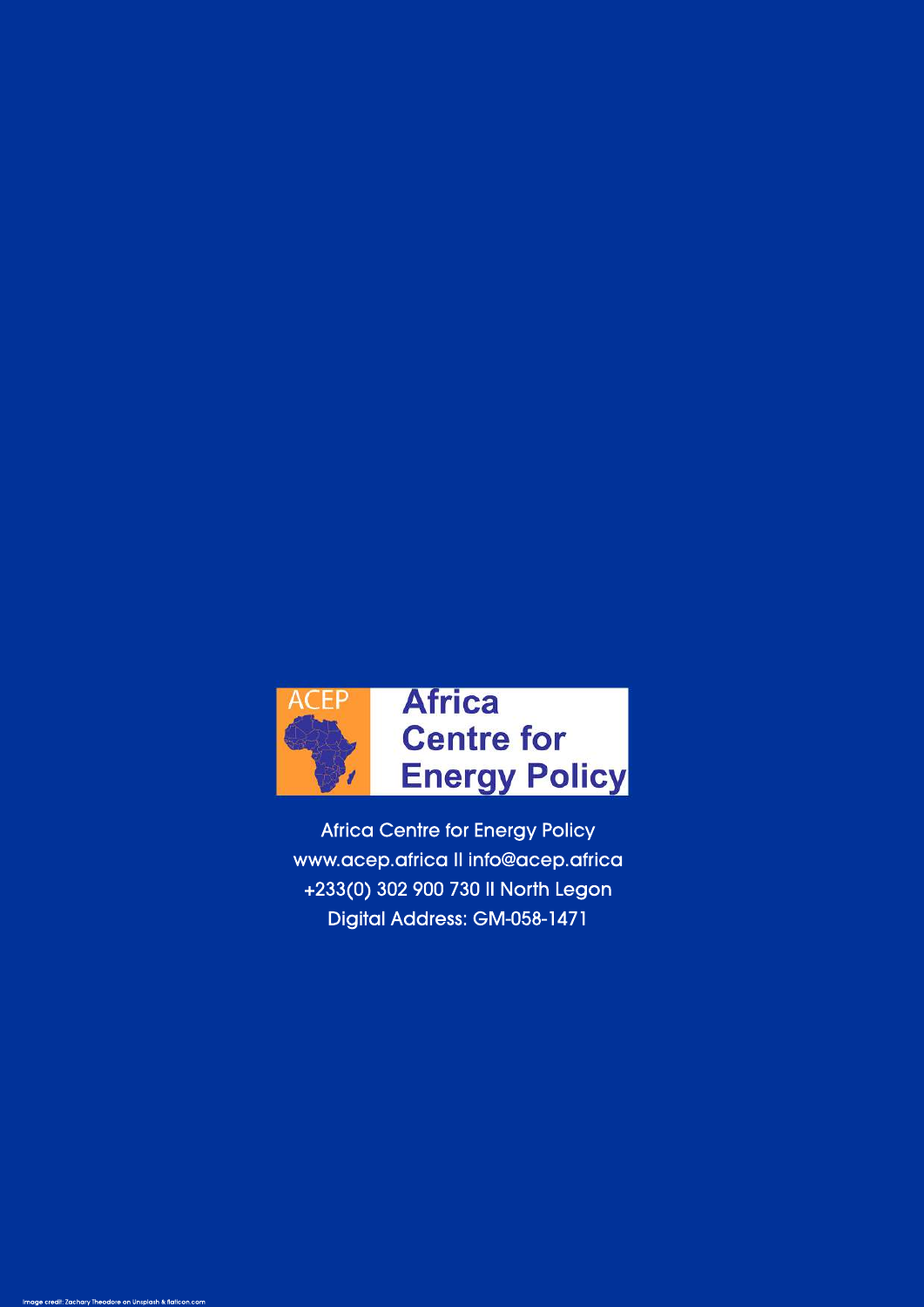ACEP

**Africa Centre for Energy Policy**

Africa Centre for Energy Policy
www.acep.africa II info@acep.africa
+233(0) 302 900 730 II North Legon
Digital Address: GM-058-1471

Image credit: Zachary Theodore on Unsplash & flaticon.com